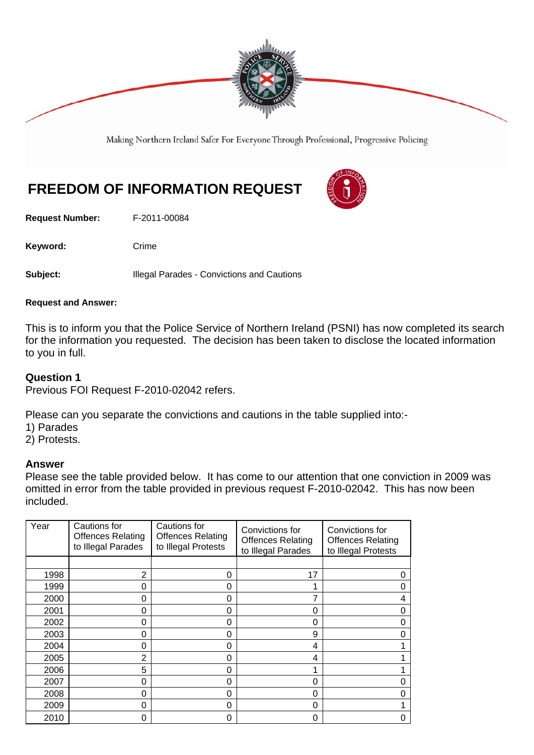Making Northern Ireland Safer For Everyone Through Professional, Progressive Policing

# FREEDOM OF INFORMATION REQUEST

**Request Number:** F-2011-00084

**Keyword:** Crime

**Subject:** Illegal Parades - Convictions and Cautions

**Request and Answer:**

This is to inform you that the Police Service of Northern Ireland (PSNI) has now completed its search for the information you requested. The decision has been taken to disclose the located information to you in full.

### Question 1

Previous FOI Request F-2010-02042 refers.

Please can you separate the convictions and cautions in the table supplied into:-
1) Parades
2) Protests.

### Answer

Please see the table provided below. It has come to our attention that one conviction in 2009 was omitted in error from the table provided in previous request F-2010-02042. This has now been included.

| Year | Cautions for Offences Relating to Illegal Parades | Cautions for Offences Relating to Illegal Protests | Convictions for Offences Relating to Illegal Parades | Convictions for Offences Relating to Illegal Protests |
|---|---|---|---|---|
| | | | | |
| 1998 | 2 | 0 | 17 | 0 |
| 1999 | 0 | 0 | 1 | 0 |
| 2000 | 0 | 0 | 7 | 4 |
| 2001 | 0 | 0 | 0 | 0 |
| 2002 | 0 | 0 | 0 | 0 |
| 2003 | 0 | 0 | 9 | 0 |
| 2004 | 0 | 0 | 4 | 1 |
| 2005 | 2 | 0 | 4 | 1 |
| 2006 | 5 | 0 | 1 | 1 |
| 2007 | 0 | 0 | 0 | 0 |
| 2008 | 0 | 0 | 0 | 0 |
| 2009 | 0 | 0 | 0 | 1 |
| 2010 | 0 | 0 | 0 | 0 |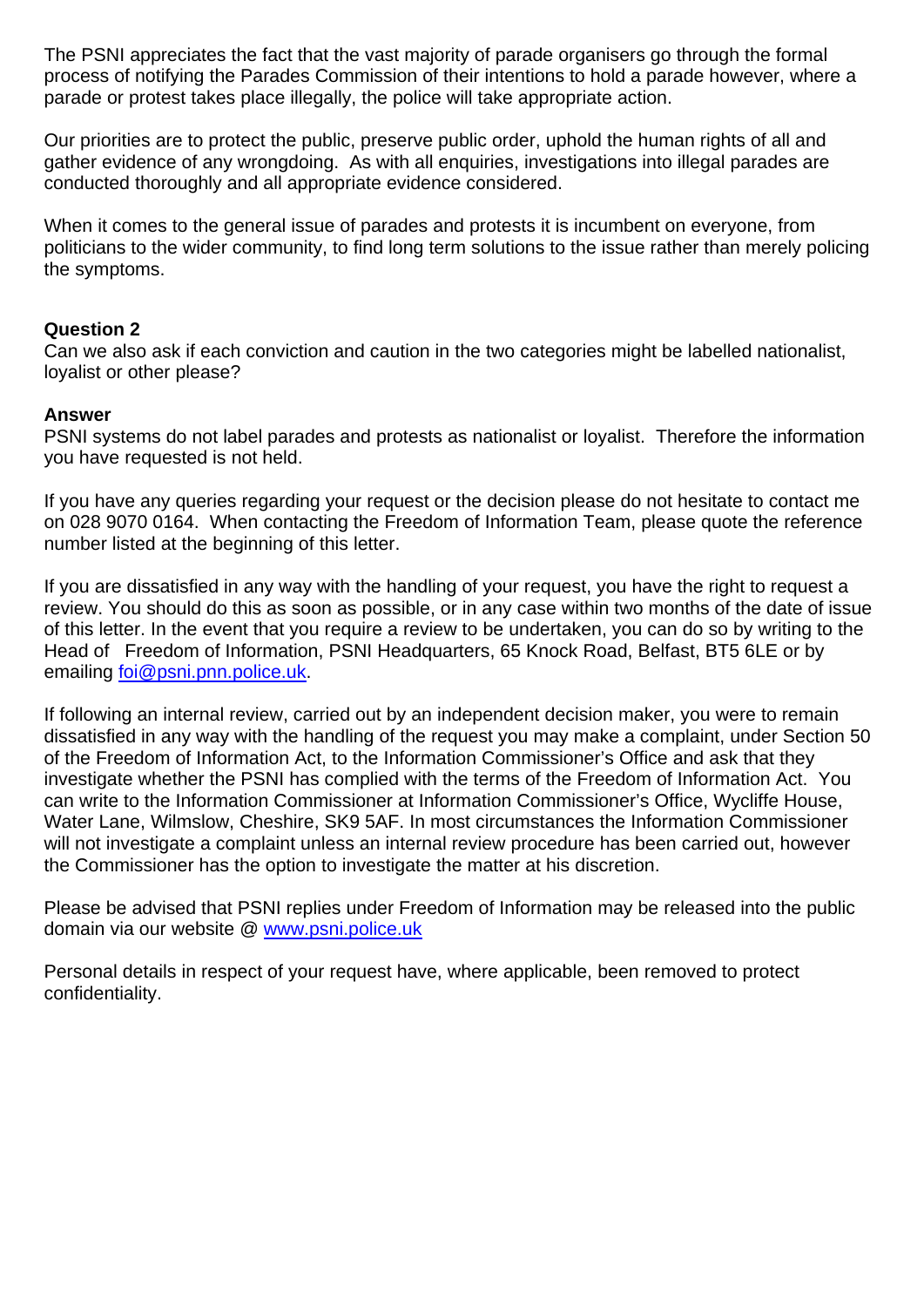The PSNI appreciates the fact that the vast majority of parade organisers go through the formal process of notifying the Parades Commission of their intentions to hold a parade however, where a parade or protest takes place illegally, the police will take appropriate action.

Our priorities are to protect the public, preserve public order, uphold the human rights of all and gather evidence of any wrongdoing. As with all enquiries, investigations into illegal parades are conducted thoroughly and all appropriate evidence considered.

When it comes to the general issue of parades and protests it is incumbent on everyone, from politicians to the wider community, to find long term solutions to the issue rather than merely policing the symptoms.

**Question 2**
Can we also ask if each conviction and caution in the two categories might be labelled nationalist, loyalist or other please?

**Answer**
PSNI systems do not label parades and protests as nationalist or loyalist. Therefore the information you have requested is not held.

If you have any queries regarding your request or the decision please do not hesitate to contact me on 028 9070 0164. When contacting the Freedom of Information Team, please quote the reference number listed at the beginning of this letter.

If you are dissatisfied in any way with the handling of your request, you have the right to request a review. You should do this as soon as possible, or in any case within two months of the date of issue of this letter. In the event that you require a review to be undertaken, you can do so by writing to the Head of Freedom of Information, PSNI Headquarters, 65 Knock Road, Belfast, BT5 6LE or by emailing foi@psni.pnn.police.uk.

If following an internal review, carried out by an independent decision maker, you were to remain dissatisfied in any way with the handling of the request you may make a complaint, under Section 50 of the Freedom of Information Act, to the Information Commissioner's Office and ask that they investigate whether the PSNI has complied with the terms of the Freedom of Information Act. You can write to the Information Commissioner at Information Commissioner's Office, Wycliffe House, Water Lane, Wilmslow, Cheshire, SK9 5AF. In most circumstances the Information Commissioner will not investigate a complaint unless an internal review procedure has been carried out, however the Commissioner has the option to investigate the matter at his discretion.

Please be advised that PSNI replies under Freedom of Information may be released into the public domain via our website @ www.psni.police.uk

Personal details in respect of your request have, where applicable, been removed to protect confidentiality.